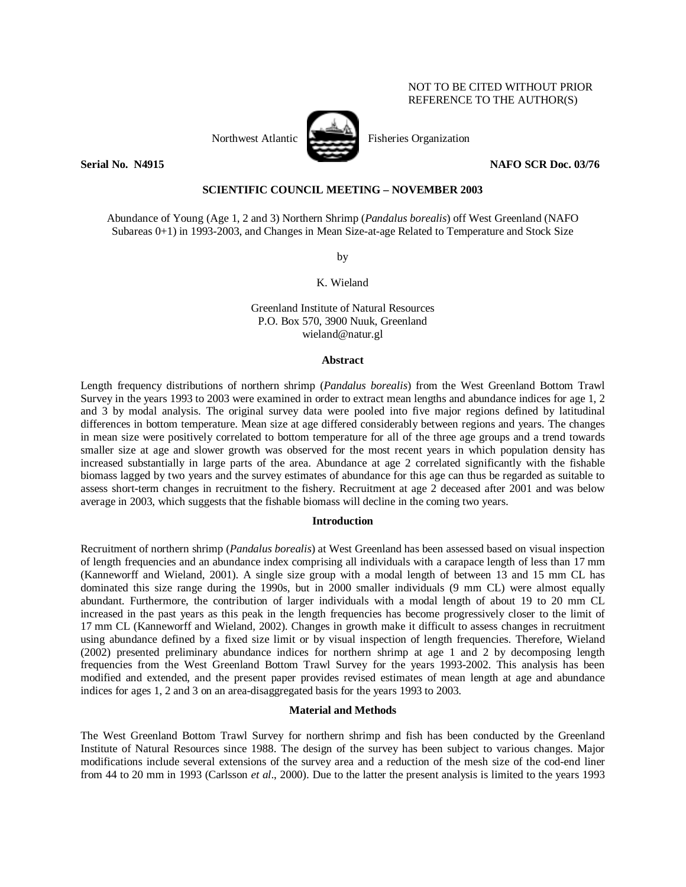NOT TO BE CITED WITHOUT PRIOR REFERENCE TO THE AUTHOR(S)

Northwest Atlantic Fisheries Organization

**Serial No. N4915** **NAFO SCR Doc. 03/76**

**SCIENTIFIC COUNCIL MEETING – NOVEMBER 2003**

Abundance of Young (Age 1, 2 and 3) Northern Shrimp (*Pandalus borealis*) off West Greenland (NAFO Subareas 0+1) in 1993-2003, and Changes in Mean Size-at-age Related to Temperature and Stock Size

by

K. Wieland

Greenland Institute of Natural Resources
P.O. Box 570, 3900 Nuuk, Greenland
wieland@natur.gl

## Abstract

Length frequency distributions of northern shrimp (*Pandalus borealis*) from the West Greenland Bottom Trawl Survey in the years 1993 to 2003 were examined in order to extract mean lengths and abundance indices for age 1, 2 and 3 by modal analysis. The original survey data were pooled into five major regions defined by latitudinal differences in bottom temperature. Mean size at age differed considerably between regions and years. The changes in mean size were positively correlated to bottom temperature for all of the three age groups and a trend towards smaller size at age and slower growth was observed for the most recent years in which population density has increased substantially in large parts of the area. Abundance at age 2 correlated significantly with the fishable biomass lagged by two years and the survey estimates of abundance for this age can thus be regarded as suitable to assess short-term changes in recruitment to the fishery. Recruitment at age 2 deceased after 2001 and was below average in 2003, which suggests that the fishable biomass will decline in the coming two years.

## Introduction

Recruitment of northern shrimp (*Pandalus borealis*) at West Greenland has been assessed based on visual inspection of length frequencies and an abundance index comprising all individuals with a carapace length of less than 17 mm (Kanneworff and Wieland, 2001). A single size group with a modal length of between 13 and 15 mm CL has dominated this size range during the 1990s, but in 2000 smaller individuals (9 mm CL) were almost equally abundant. Furthermore, the contribution of larger individuals with a modal length of about 19 to 20 mm CL increased in the past years as this peak in the length frequencies has become progressively closer to the limit of 17 mm CL (Kanneworff and Wieland, 2002). Changes in growth make it difficult to assess changes in recruitment using abundance defined by a fixed size limit or by visual inspection of length frequencies. Therefore, Wieland (2002) presented preliminary abundance indices for northern shrimp at age 1 and 2 by decomposing length frequencies from the West Greenland Bottom Trawl Survey for the years 1993-2002. This analysis has been modified and extended, and the present paper provides revised estimates of mean length at age and abundance indices for ages 1, 2 and 3 on an area-disaggregated basis for the years 1993 to 2003.

## Material and Methods

The West Greenland Bottom Trawl Survey for northern shrimp and fish has been conducted by the Greenland Institute of Natural Resources since 1988. The design of the survey has been subject to various changes. Major modifications include several extensions of the survey area and a reduction of the mesh size of the cod-end liner from 44 to 20 mm in 1993 (Carlsson *et al*., 2000). Due to the latter the present analysis is limited to the years 1993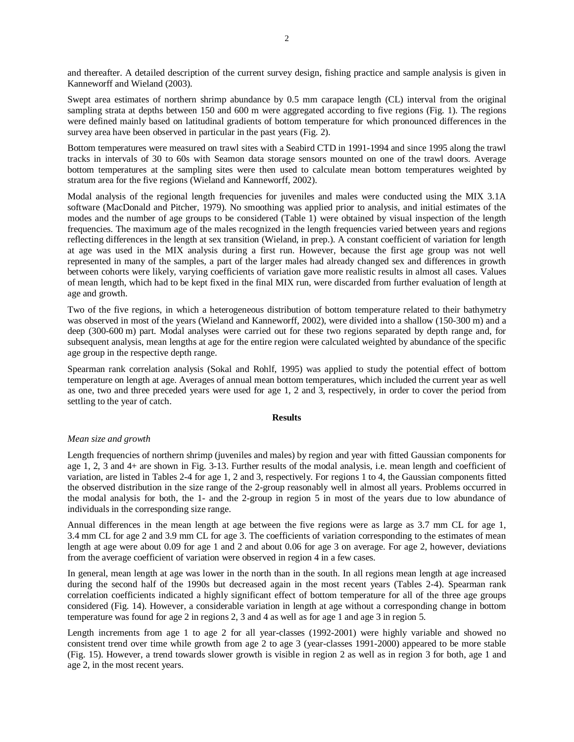and thereafter. A detailed description of the current survey design, fishing practice and sample analysis is given in Kanneworff and Wieland (2003).

Swept area estimates of northern shrimp abundance by 0.5 mm carapace length (CL) interval from the original sampling strata at depths between 150 and 600 m were aggregated according to five regions (Fig. 1). The regions were defined mainly based on latitudinal gradients of bottom temperature for which pronounced differences in the survey area have been observed in particular in the past years (Fig. 2).

Bottom temperatures were measured on trawl sites with a Seabird CTD in 1991-1994 and since 1995 along the trawl tracks in intervals of 30 to 60s with Seamon data storage sensors mounted on one of the trawl doors. Average bottom temperatures at the sampling sites were then used to calculate mean bottom temperatures weighted by stratum area for the five regions (Wieland and Kanneworff, 2002).

Modal analysis of the regional length frequencies for juveniles and males were conducted using the MIX 3.1A software (MacDonald and Pitcher, 1979). No smoothing was applied prior to analysis, and initial estimates of the modes and the number of age groups to be considered (Table 1) were obtained by visual inspection of the length frequencies. The maximum age of the males recognized in the length frequencies varied between years and regions reflecting differences in the length at sex transition (Wieland, in prep.). A constant coefficient of variation for length at age was used in the MIX analysis during a first run. However, because the first age group was not well represented in many of the samples, a part of the larger males had already changed sex and differences in growth between cohorts were likely, varying coefficients of variation gave more realistic results in almost all cases. Values of mean length, which had to be kept fixed in the final MIX run, were discarded from further evaluation of length at age and growth.

Two of the five regions, in which a heterogeneous distribution of bottom temperature related to their bathymetry was observed in most of the years (Wieland and Kanneworff, 2002), were divided into a shallow (150-300 m) and a deep (300-600 m) part. Modal analyses were carried out for these two regions separated by depth range and, for subsequent analysis, mean lengths at age for the entire region were calculated weighted by abundance of the specific age group in the respective depth range.

Spearman rank correlation analysis (Sokal and Rohlf, 1995) was applied to study the potential effect of bottom temperature on length at age. Averages of annual mean bottom temperatures, which included the current year as well as one, two and three preceded years were used for age 1, 2 and 3, respectively, in order to cover the period from settling to the year of catch.

## Results

*Mean size and growth*

Length frequencies of northern shrimp (juveniles and males) by region and year with fitted Gaussian components for age 1, 2, 3 and 4+ are shown in Fig. 3-13. Further results of the modal analysis, i.e. mean length and coefficient of variation, are listed in Tables 2-4 for age 1, 2 and 3, respectively. For regions 1 to 4, the Gaussian components fitted the observed distribution in the size range of the 2-group reasonably well in almost all years. Problems occurred in the modal analysis for both, the 1- and the 2-group in region 5 in most of the years due to low abundance of individuals in the corresponding size range.

Annual differences in the mean length at age between the five regions were as large as 3.7 mm CL for age 1, 3.4 mm CL for age 2 and 3.9 mm CL for age 3. The coefficients of variation corresponding to the estimates of mean length at age were about 0.09 for age 1 and 2 and about 0.06 for age 3 on average. For age 2, however, deviations from the average coefficient of variation were observed in region 4 in a few cases.

In general, mean length at age was lower in the north than in the south. In all regions mean length at age increased during the second half of the 1990s but decreased again in the most recent years (Tables 2-4). Spearman rank correlation coefficients indicated a highly significant effect of bottom temperature for all of the three age groups considered (Fig. 14). However, a considerable variation in length at age without a corresponding change in bottom temperature was found for age 2 in regions 2, 3 and 4 as well as for age 1 and age 3 in region 5.

Length increments from age 1 to age 2 for all year-classes (1992-2001) were highly variable and showed no consistent trend over time while growth from age 2 to age 3 (year-classes 1991-2000) appeared to be more stable (Fig. 15). However, a trend towards slower growth is visible in region 2 as well as in region 3 for both, age 1 and age 2, in the most recent years.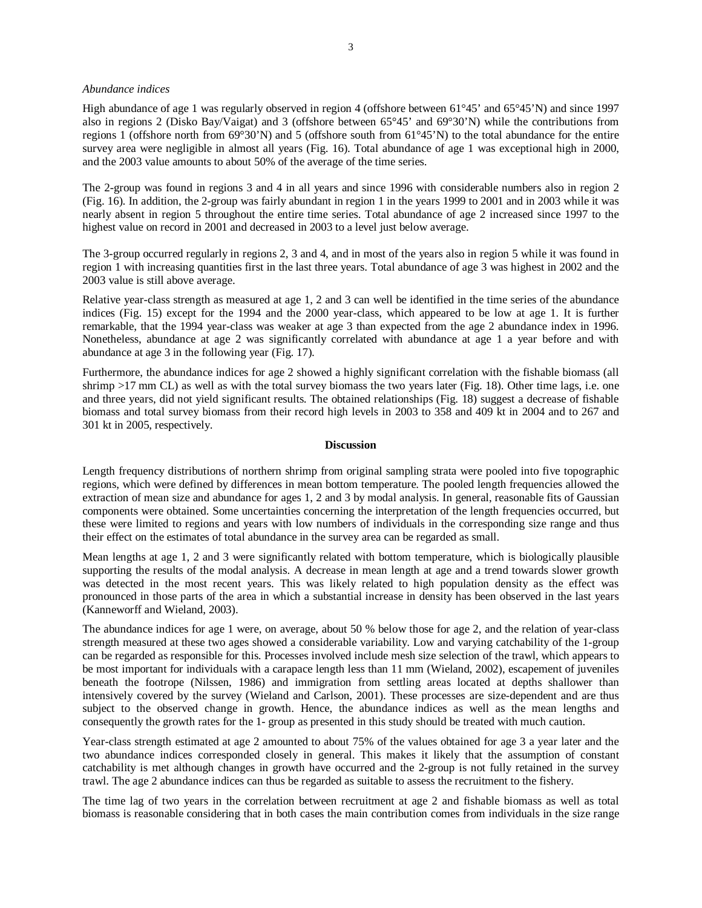*Abundance indices*

High abundance of age 1 was regularly observed in region 4 (offshore between 61°45' and 65°45'N) and since 1997 also in regions 2 (Disko Bay/Vaigat) and 3 (offshore between 65°45' and 69°30'N) while the contributions from regions 1 (offshore north from 69°30'N) and 5 (offshore south from 61°45'N) to the total abundance for the entire survey area were negligible in almost all years (Fig. 16). Total abundance of age 1 was exceptional high in 2000, and the 2003 value amounts to about 50% of the average of the time series.

The 2-group was found in regions 3 and 4 in all years and since 1996 with considerable numbers also in region 2 (Fig. 16). In addition, the 2-group was fairly abundant in region 1 in the years 1999 to 2001 and in 2003 while it was nearly absent in region 5 throughout the entire time series. Total abundance of age 2 increased since 1997 to the highest value on record in 2001 and decreased in 2003 to a level just below average.

The 3-group occurred regularly in regions 2, 3 and 4, and in most of the years also in region 5 while it was found in region 1 with increasing quantities first in the last three years. Total abundance of age 3 was highest in 2002 and the 2003 value is still above average.

Relative year-class strength as measured at age 1, 2 and 3 can well be identified in the time series of the abundance indices (Fig. 15) except for the 1994 and the 2000 year-class, which appeared to be low at age 1. It is further remarkable, that the 1994 year-class was weaker at age 3 than expected from the age 2 abundance index in 1996. Nonetheless, abundance at age 2 was significantly correlated with abundance at age 1 a year before and with abundance at age 3 in the following year (Fig. 17).

Furthermore, the abundance indices for age 2 showed a highly significant correlation with the fishable biomass (all shrimp >17 mm CL) as well as with the total survey biomass the two years later (Fig. 18). Other time lags, i.e. one and three years, did not yield significant results. The obtained relationships (Fig. 18) suggest a decrease of fishable biomass and total survey biomass from their record high levels in 2003 to 358 and 409 kt in 2004 and to 267 and 301 kt in 2005, respectively.

## Discussion

Length frequency distributions of northern shrimp from original sampling strata were pooled into five topographic regions, which were defined by differences in mean bottom temperature. The pooled length frequencies allowed the extraction of mean size and abundance for ages 1, 2 and 3 by modal analysis. In general, reasonable fits of Gaussian components were obtained. Some uncertainties concerning the interpretation of the length frequencies occurred, but these were limited to regions and years with low numbers of individuals in the corresponding size range and thus their effect on the estimates of total abundance in the survey area can be regarded as small.

Mean lengths at age 1, 2 and 3 were significantly related with bottom temperature, which is biologically plausible supporting the results of the modal analysis. A decrease in mean length at age and a trend towards slower growth was detected in the most recent years. This was likely related to high population density as the effect was pronounced in those parts of the area in which a substantial increase in density has been observed in the last years (Kanneworff and Wieland, 2003).

The abundance indices for age 1 were, on average, about 50 % below those for age 2, and the relation of year-class strength measured at these two ages showed a considerable variability. Low and varying catchability of the 1-group can be regarded as responsible for this. Processes involved include mesh size selection of the trawl, which appears to be most important for individuals with a carapace length less than 11 mm (Wieland, 2002), escapement of juveniles beneath the footrope (Nilssen, 1986) and immigration from settling areas located at depths shallower than intensively covered by the survey (Wieland and Carlson, 2001). These processes are size-dependent and are thus subject to the observed change in growth. Hence, the abundance indices as well as the mean lengths and consequently the growth rates for the 1- group as presented in this study should be treated with much caution.

Year-class strength estimated at age 2 amounted to about 75% of the values obtained for age 3 a year later and the two abundance indices corresponded closely in general. This makes it likely that the assumption of constant catchability is met although changes in growth have occurred and the 2-group is not fully retained in the survey trawl. The age 2 abundance indices can thus be regarded as suitable to assess the recruitment to the fishery.

The time lag of two years in the correlation between recruitment at age 2 and fishable biomass as well as total biomass is reasonable considering that in both cases the main contribution comes from individuals in the size range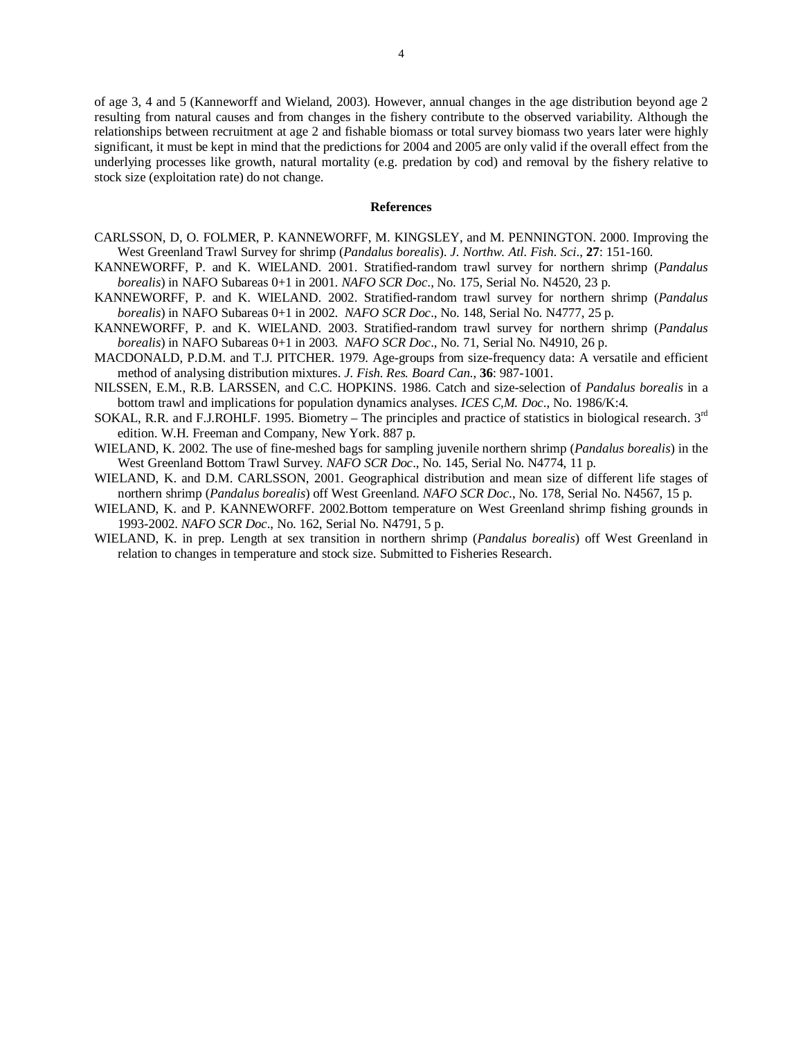of age 3, 4 and 5 (Kanneworff and Wieland, 2003). However, annual changes in the age distribution beyond age 2 resulting from natural causes and from changes in the fishery contribute to the observed variability. Although the relationships between recruitment at age 2 and fishable biomass or total survey biomass two years later were highly significant, it must be kept in mind that the predictions for 2004 and 2005 are only valid if the overall effect from the underlying processes like growth, natural mortality (e.g. predation by cod) and removal by the fishery relative to stock size (exploitation rate) do not change.

## References

CARLSSON, D, O. FOLMER, P. KANNEWORFF, M. KINGSLEY, and M. PENNINGTON. 2000. Improving the West Greenland Trawl Survey for shrimp (*Pandalus borealis*). *J. Northw. Atl. Fish. Sci*., **27**: 151-160.

KANNEWORFF, P. and K. WIELAND. 2001. Stratified-random trawl survey for northern shrimp (*Pandalus borealis*) in NAFO Subareas 0+1 in 2001. *NAFO SCR Doc*., No. 175, Serial No. N4520, 23 p.

KANNEWORFF, P. and K. WIELAND. 2002. Stratified-random trawl survey for northern shrimp (*Pandalus borealis*) in NAFO Subareas 0+1 in 2002. *NAFO SCR Doc*., No. 148, Serial No. N4777, 25 p.

KANNEWORFF, P. and K. WIELAND. 2003. Stratified-random trawl survey for northern shrimp (*Pandalus borealis*) in NAFO Subareas 0+1 in 2003. *NAFO SCR Doc*., No. 71, Serial No. N4910, 26 p.

MACDONALD, P.D.M. and T.J. PITCHER. 1979. Age-groups from size-frequency data: A versatile and efficient method of analysing distribution mixtures. *J. Fish. Res. Board Can.*, **36**: 987-1001.

NILSSEN, E.M., R.B. LARSSEN, and C.C. HOPKINS. 1986. Catch and size-selection of *Pandalus borealis* in a bottom trawl and implications for population dynamics analyses. *ICES C,M. Doc*., No. 1986/K:4.

SOKAL, R.R. and F.J.ROHLF. 1995. Biometry – The principles and practice of statistics in biological research. 3rd edition. W.H. Freeman and Company, New York. 887 p.

WIELAND, K. 2002. The use of fine-meshed bags for sampling juvenile northern shrimp (*Pandalus borealis*) in the West Greenland Bottom Trawl Survey. *NAFO SCR Doc*., No. 145, Serial No. N4774, 11 p.

WIELAND, K. and D.M. CARLSSON, 2001. Geographical distribution and mean size of different life stages of northern shrimp (*Pandalus borealis*) off West Greenland. *NAFO SCR Doc*., No. 178, Serial No. N4567, 15 p.

WIELAND, K. and P. KANNEWORFF. 2002.Bottom temperature on West Greenland shrimp fishing grounds in 1993-2002. *NAFO SCR Doc*., No. 162, Serial No. N4791, 5 p.

WIELAND, K. in prep. Length at sex transition in northern shrimp (*Pandalus borealis*) off West Greenland in relation to changes in temperature and stock size. Submitted to Fisheries Research.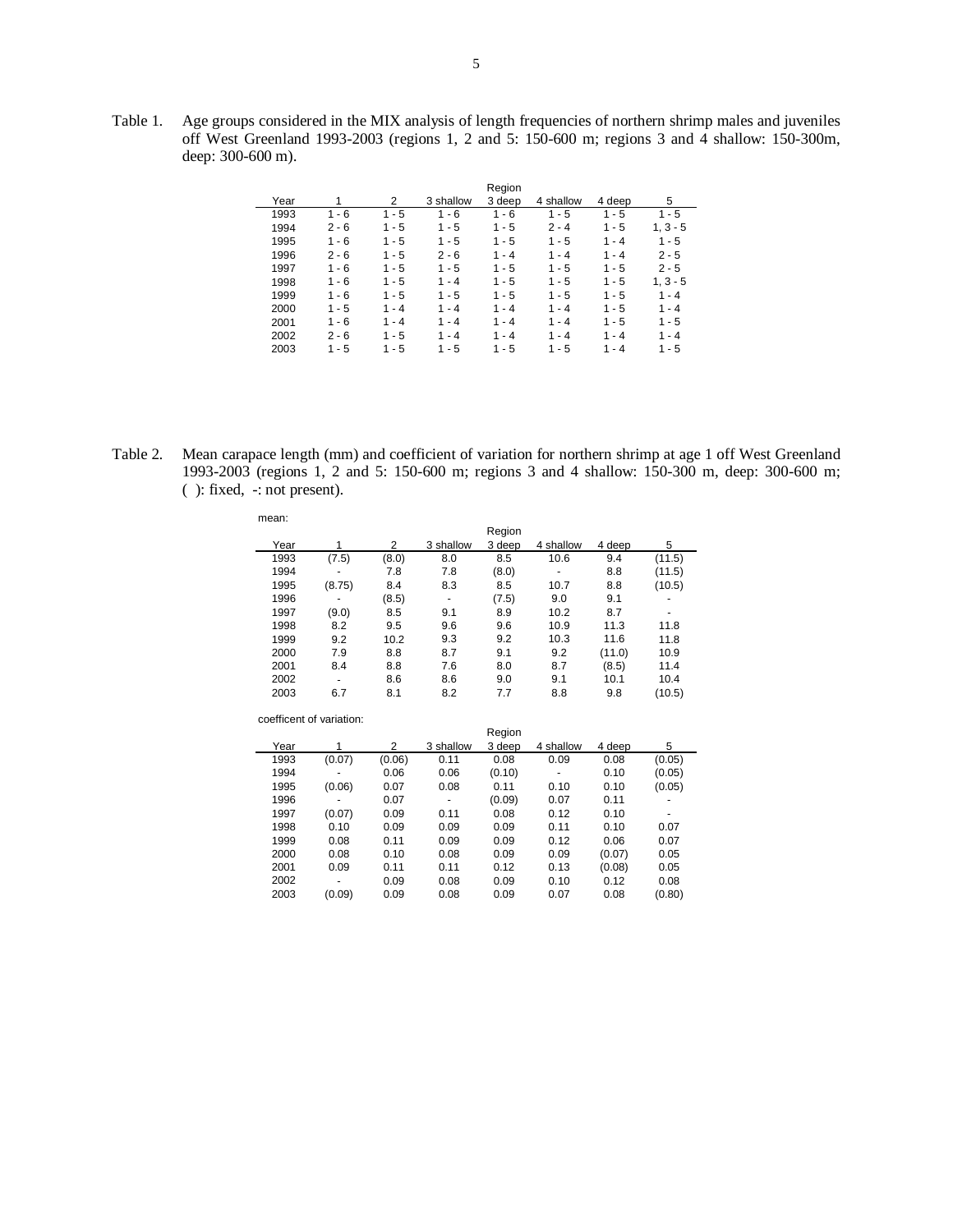Table 1. Age groups considered in the MIX analysis of length frequencies of northern shrimp males and juveniles off West Greenland 1993-2003 (regions 1, 2 and 5: 150-600 m; regions 3 and 4 shallow: 150-300m, deep: 300-600 m).

| | Region | | | | | | |
|---|---|---|---|---|---|---|---|
| Year | 1 | 2 | 3 shallow | 3 deep | 4 shallow | 4 deep | 5 |
| 1993 | 1 - 6 | 1 - 5 | 1 - 6 | 1 - 6 | 1 - 5 | 1 - 5 | 1 - 5 |
| 1994 | 2 - 6 | 1 - 5 | 1 - 5 | 1 - 5 | 2 - 4 | 1 - 5 | 1, 3 - 5 |
| 1995 | 1 - 6 | 1 - 5 | 1 - 5 | 1 - 5 | 1 - 5 | 1 - 4 | 1 - 5 |
| 1996 | 2 - 6 | 1 - 5 | 2 - 6 | 1 - 4 | 1 - 4 | 1 - 4 | 2 - 5 |
| 1997 | 1 - 6 | 1 - 5 | 1 - 5 | 1 - 5 | 1 - 5 | 1 - 5 | 2 - 5 |
| 1998 | 1 - 6 | 1 - 5 | 1 - 4 | 1 - 5 | 1 - 5 | 1 - 5 | 1, 3 - 5 |
| 1999 | 1 - 6 | 1 - 5 | 1 - 5 | 1 - 5 | 1 - 5 | 1 - 5 | 1 - 4 |
| 2000 | 1 - 5 | 1 - 4 | 1 - 4 | 1 - 4 | 1 - 4 | 1 - 5 | 1 - 4 |
| 2001 | 1 - 6 | 1 - 4 | 1 - 4 | 1 - 4 | 1 - 4 | 1 - 5 | 1 - 5 |
| 2002 | 2 - 6 | 1 - 5 | 1 - 4 | 1 - 4 | 1 - 4 | 1 - 4 | 1 - 4 |
| 2003 | 1 - 5 | 1 - 5 | 1 - 5 | 1 - 5 | 1 - 5 | 1 - 4 | 1 - 5 |

Table 2. Mean carapace length (mm) and coefficient of variation for northern shrimp at age 1 off West Greenland 1993-2003 (regions 1, 2 and 5: 150-600 m; regions 3 and 4 shallow: 150-300 m, deep: 300-600 m; ( ): fixed, -: not present).

mean:

| | Region | | | | | | |
|---|---|---|---|---|---|---|---|
| Year | 1 | 2 | 3 shallow | 3 deep | 4 shallow | 4 deep | 5 |
| 1993 | (7.5) | (8.0) | 8.0 | 8.5 | 10.6 | 9.4 | (11.5) |
| 1994 | - | 7.8 | 7.8 | (8.0) | - | 8.8 | (11.5) |
| 1995 | (8.75) | 8.4 | 8.3 | 8.5 | 10.7 | 8.8 | (10.5) |
| 1996 | - | (8.5) | - | (7.5) | 9.0 | 9.1 | - |
| 1997 | (9.0) | 8.5 | 9.1 | 8.9 | 10.2 | 8.7 | - |
| 1998 | 8.2 | 9.5 | 9.6 | 9.6 | 10.9 | 11.3 | 11.8 |
| 1999 | 9.2 | 10.2 | 9.3 | 9.2 | 10.3 | 11.6 | 11.8 |
| 2000 | 7.9 | 8.8 | 8.7 | 9.1 | 9.2 | (11.0) | 10.9 |
| 2001 | 8.4 | 8.8 | 7.6 | 8.0 | 8.7 | (8.5) | 11.4 |
| 2002 | - | 8.6 | 8.6 | 9.0 | 9.1 | 10.1 | 10.4 |
| 2003 | 6.7 | 8.1 | 8.2 | 7.7 | 8.8 | 9.8 | (10.5) |

coefficent of variation:

| | Region | | | | | | |
|---|---|---|---|---|---|---|---|
| Year | 1 | 2 | 3 shallow | 3 deep | 4 shallow | 4 deep | 5 |
| 1993 | (0.07) | (0.06) | 0.11 | 0.08 | 0.09 | 0.08 | (0.05) |
| 1994 | - | 0.06 | 0.06 | (0.10) | - | 0.10 | (0.05) |
| 1995 | (0.06) | 0.07 | 0.08 | 0.11 | 0.10 | 0.10 | (0.05) |
| 1996 | - | 0.07 | - | (0.09) | 0.07 | 0.11 | - |
| 1997 | (0.07) | 0.09 | 0.11 | 0.08 | 0.12 | 0.10 | - |
| 1998 | 0.10 | 0.09 | 0.09 | 0.09 | 0.11 | 0.10 | 0.07 |
| 1999 | 0.08 | 0.11 | 0.09 | 0.09 | 0.12 | 0.06 | 0.07 |
| 2000 | 0.08 | 0.10 | 0.08 | 0.09 | 0.09 | (0.07) | 0.05 |
| 2001 | 0.09 | 0.11 | 0.11 | 0.12 | 0.13 | (0.08) | 0.05 |
| 2002 | - | 0.09 | 0.08 | 0.09 | 0.10 | 0.12 | 0.08 |
| 2003 | (0.09) | 0.09 | 0.08 | 0.09 | 0.07 | 0.08 | (0.80) |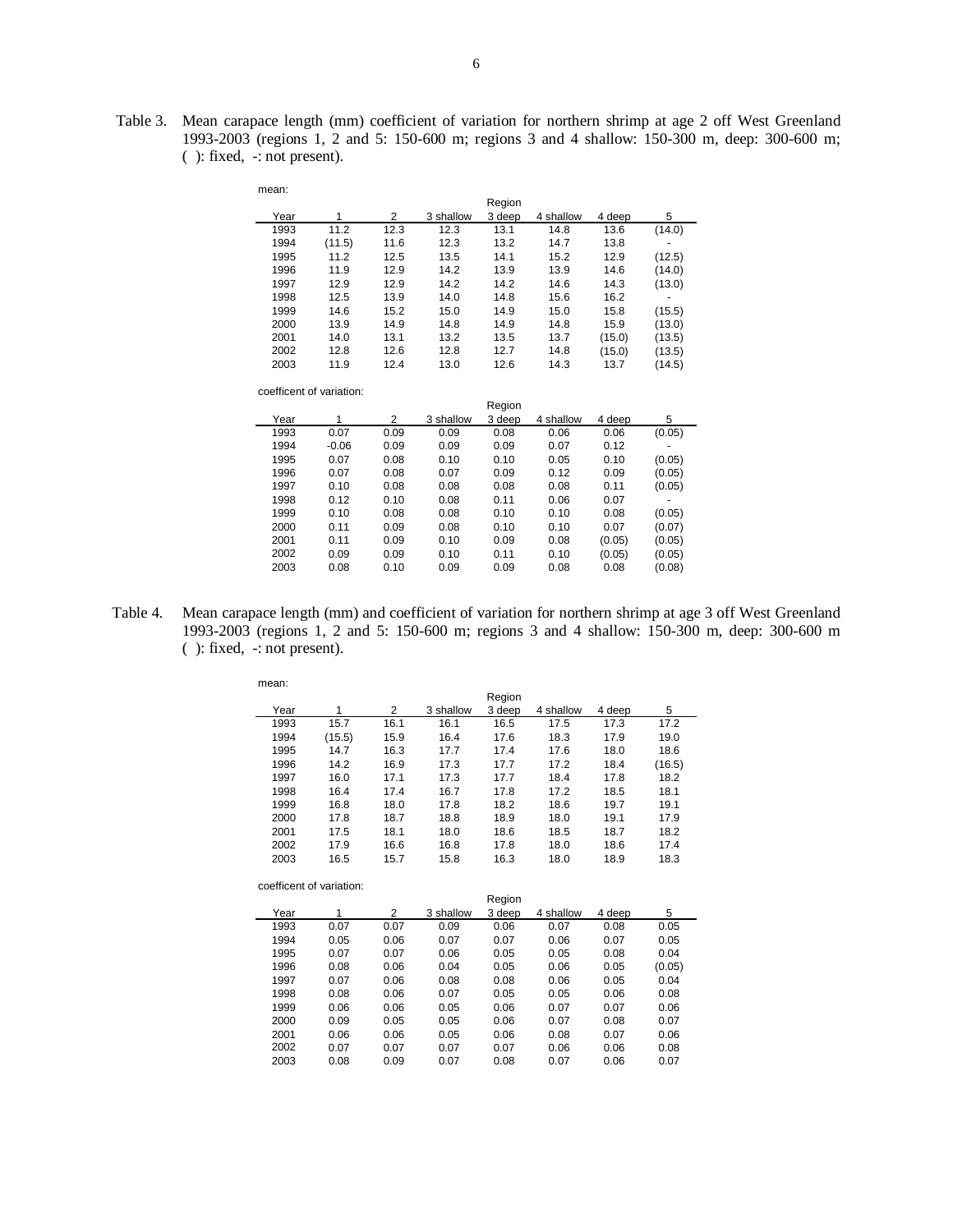Table 3. Mean carapace length (mm) coefficient of variation for northern shrimp at age 2 off West Greenland 1993-2003 (regions 1, 2 and 5: 150-600 m; regions 3 and 4 shallow: 150-300 m, deep: 300-600 m; ( ): fixed, -: not present).

mean:

| Year | 1 | 2 | 3 shallow | 3 deep | 4 shallow | 4 deep | 5 |
|---|---|---|---|---|---|---|---|
| 1993 | 11.2 | 12.3 | 12.3 | 13.1 | 14.8 | 13.6 | (14.0) |
| 1994 | (11.5) | 11.6 | 12.3 | 13.2 | 14.7 | 13.8 | - |
| 1995 | 11.2 | 12.5 | 13.5 | 14.1 | 15.2 | 12.9 | (12.5) |
| 1996 | 11.9 | 12.9 | 14.2 | 13.9 | 13.9 | 14.6 | (14.0) |
| 1997 | 12.9 | 12.9 | 14.2 | 14.2 | 14.6 | 14.3 | (13.0) |
| 1998 | 12.5 | 13.9 | 14.0 | 14.8 | 15.6 | 16.2 | - |
| 1999 | 14.6 | 15.2 | 15.0 | 14.9 | 15.0 | 15.8 | (15.5) |
| 2000 | 13.9 | 14.9 | 14.8 | 14.9 | 14.8 | 15.9 | (13.0) |
| 2001 | 14.0 | 13.1 | 13.2 | 13.5 | 13.7 | (15.0) | (13.5) |
| 2002 | 12.8 | 12.6 | 12.8 | 12.7 | 14.8 | (15.0) | (13.5) |
| 2003 | 11.9 | 12.4 | 13.0 | 12.6 | 14.3 | 13.7 | (14.5) |

coefficent of variation:

| Year | 1 | 2 | 3 shallow | 3 deep | 4 shallow | 4 deep | 5 |
|---|---|---|---|---|---|---|---|
| 1993 | 0.07 | 0.09 | 0.09 | 0.08 | 0.06 | 0.06 | (0.05) |
| 1994 | -0.06 | 0.09 | 0.09 | 0.09 | 0.07 | 0.12 | - |
| 1995 | 0.07 | 0.08 | 0.10 | 0.10 | 0.05 | 0.10 | (0.05) |
| 1996 | 0.07 | 0.08 | 0.07 | 0.09 | 0.12 | 0.09 | (0.05) |
| 1997 | 0.10 | 0.08 | 0.08 | 0.08 | 0.08 | 0.11 | (0.05) |
| 1998 | 0.12 | 0.10 | 0.08 | 0.11 | 0.06 | 0.07 | - |
| 1999 | 0.10 | 0.08 | 0.08 | 0.10 | 0.10 | 0.08 | (0.05) |
| 2000 | 0.11 | 0.09 | 0.08 | 0.10 | 0.10 | 0.07 | (0.07) |
| 2001 | 0.11 | 0.09 | 0.10 | 0.09 | 0.08 | (0.05) | (0.05) |
| 2002 | 0.09 | 0.09 | 0.10 | 0.11 | 0.10 | (0.05) | (0.05) |
| 2003 | 0.08 | 0.10 | 0.09 | 0.09 | 0.08 | 0.08 | (0.08) |

Table 4. Mean carapace length (mm) and coefficient of variation for northern shrimp at age 3 off West Greenland 1993-2003 (regions 1, 2 and 5: 150-600 m; regions 3 and 4 shallow: 150-300 m, deep: 300-600 m ( ): fixed, -: not present).

mean:

| Year | 1 | 2 | 3 shallow | 3 deep | 4 shallow | 4 deep | 5 |
|---|---|---|---|---|---|---|---|
| 1993 | 15.7 | 16.1 | 16.1 | 16.5 | 17.5 | 17.3 | 17.2 |
| 1994 | (15.5) | 15.9 | 16.4 | 17.6 | 18.3 | 17.9 | 19.0 |
| 1995 | 14.7 | 16.3 | 17.7 | 17.4 | 17.6 | 18.0 | 18.6 |
| 1996 | 14.2 | 16.9 | 17.3 | 17.7 | 17.2 | 18.4 | (16.5) |
| 1997 | 16.0 | 17.1 | 17.3 | 17.7 | 18.4 | 17.8 | 18.2 |
| 1998 | 16.4 | 17.4 | 16.7 | 17.8 | 17.2 | 18.5 | 18.1 |
| 1999 | 16.8 | 18.0 | 17.8 | 18.2 | 18.6 | 19.7 | 19.1 |
| 2000 | 17.8 | 18.7 | 18.8 | 18.9 | 18.0 | 19.1 | 17.9 |
| 2001 | 17.5 | 18.1 | 18.0 | 18.6 | 18.5 | 18.7 | 18.2 |
| 2002 | 17.9 | 16.6 | 16.8 | 17.8 | 18.0 | 18.6 | 17.4 |
| 2003 | 16.5 | 15.7 | 15.8 | 16.3 | 18.0 | 18.9 | 18.3 |

coefficent of variation:

| Year | 1 | 2 | 3 shallow | 3 deep | 4 shallow | 4 deep | 5 |
|---|---|---|---|---|---|---|---|
| 1993 | 0.07 | 0.07 | 0.09 | 0.06 | 0.07 | 0.08 | 0.05 |
| 1994 | 0.05 | 0.06 | 0.07 | 0.07 | 0.06 | 0.07 | 0.05 |
| 1995 | 0.07 | 0.07 | 0.06 | 0.05 | 0.05 | 0.08 | 0.04 |
| 1996 | 0.08 | 0.06 | 0.04 | 0.05 | 0.06 | 0.05 | (0.05) |
| 1997 | 0.07 | 0.06 | 0.08 | 0.08 | 0.06 | 0.05 | 0.04 |
| 1998 | 0.08 | 0.06 | 0.07 | 0.05 | 0.05 | 0.06 | 0.08 |
| 1999 | 0.06 | 0.06 | 0.05 | 0.06 | 0.07 | 0.07 | 0.06 |
| 2000 | 0.09 | 0.05 | 0.05 | 0.06 | 0.07 | 0.08 | 0.07 |
| 2001 | 0.06 | 0.06 | 0.05 | 0.06 | 0.08 | 0.07 | 0.06 |
| 2002 | 0.07 | 0.07 | 0.07 | 0.07 | 0.06 | 0.06 | 0.08 |
| 2003 | 0.08 | 0.09 | 0.07 | 0.08 | 0.07 | 0.06 | 0.07 |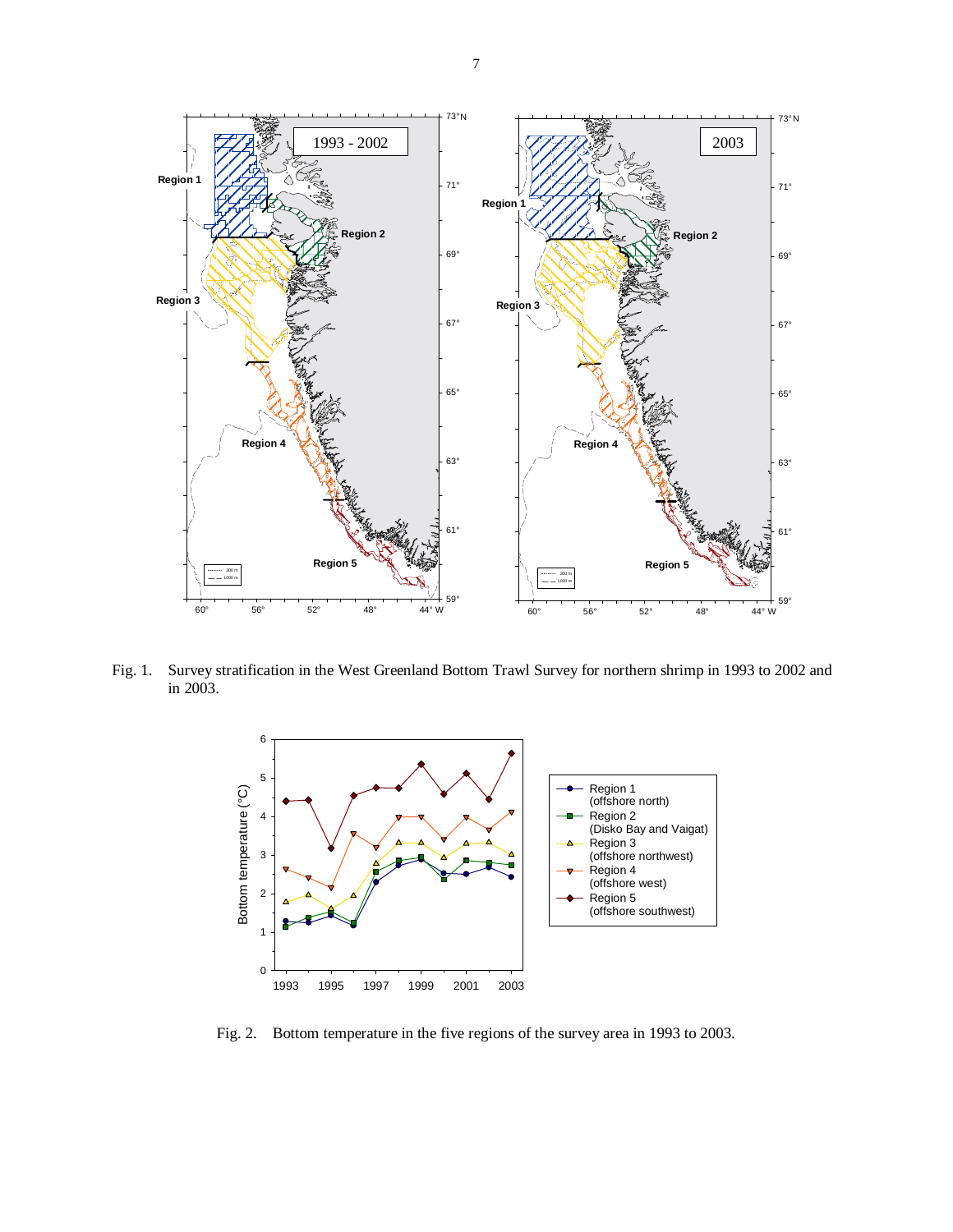Fig. 1. Survey stratification in the West Greenland Bottom Trawl Survey for northern shrimp in 1993 to 2002 and in 2003.

Fig. 2. Bottom temperature in the five regions of the survey area in 1993 to 2003.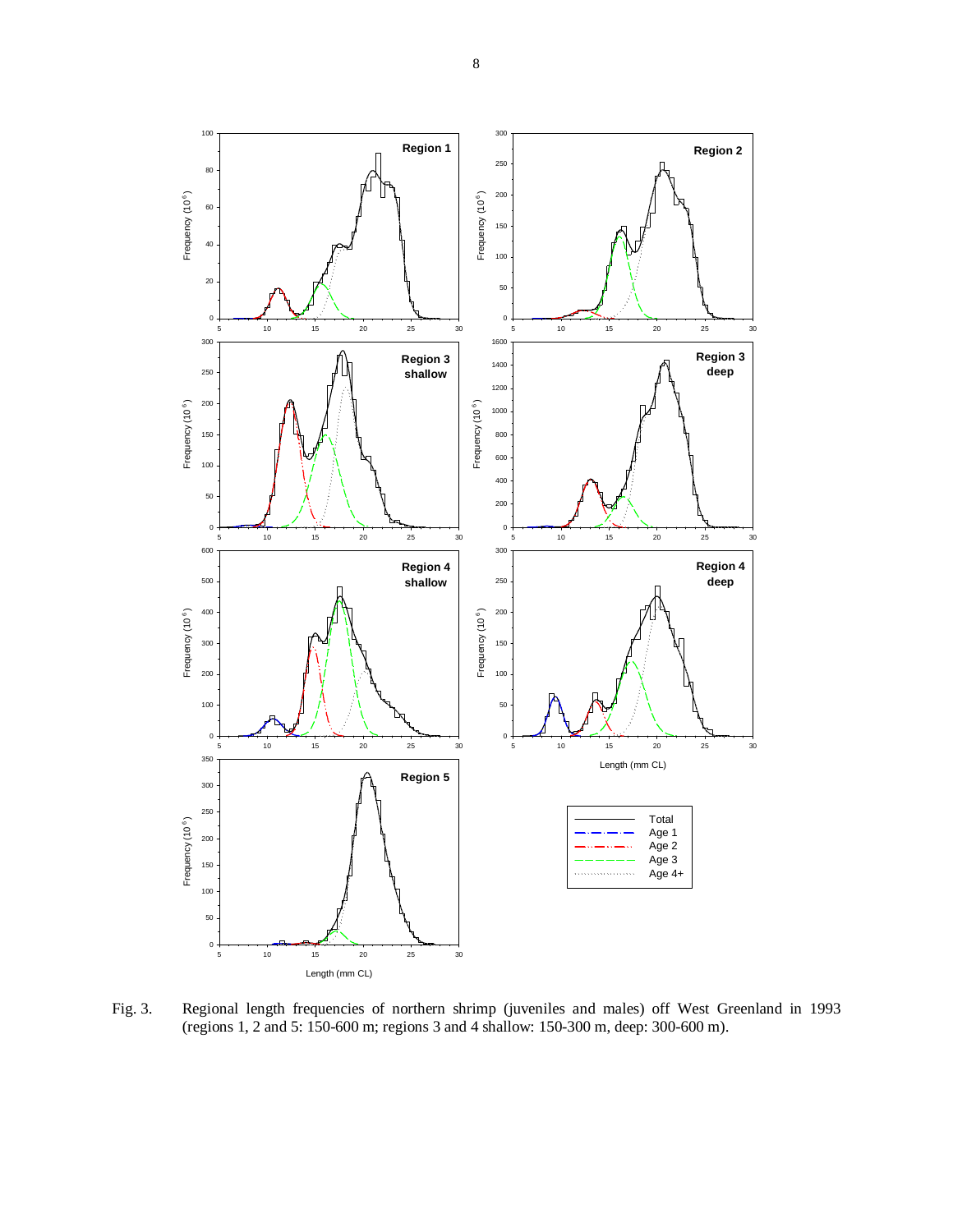Fig. 3. Regional length frequencies of northern shrimp (juveniles and males) off West Greenland in 1993 (regions 1, 2 and 5: 150-600 m; regions 3 and 4 shallow: 150-300 m, deep: 300-600 m).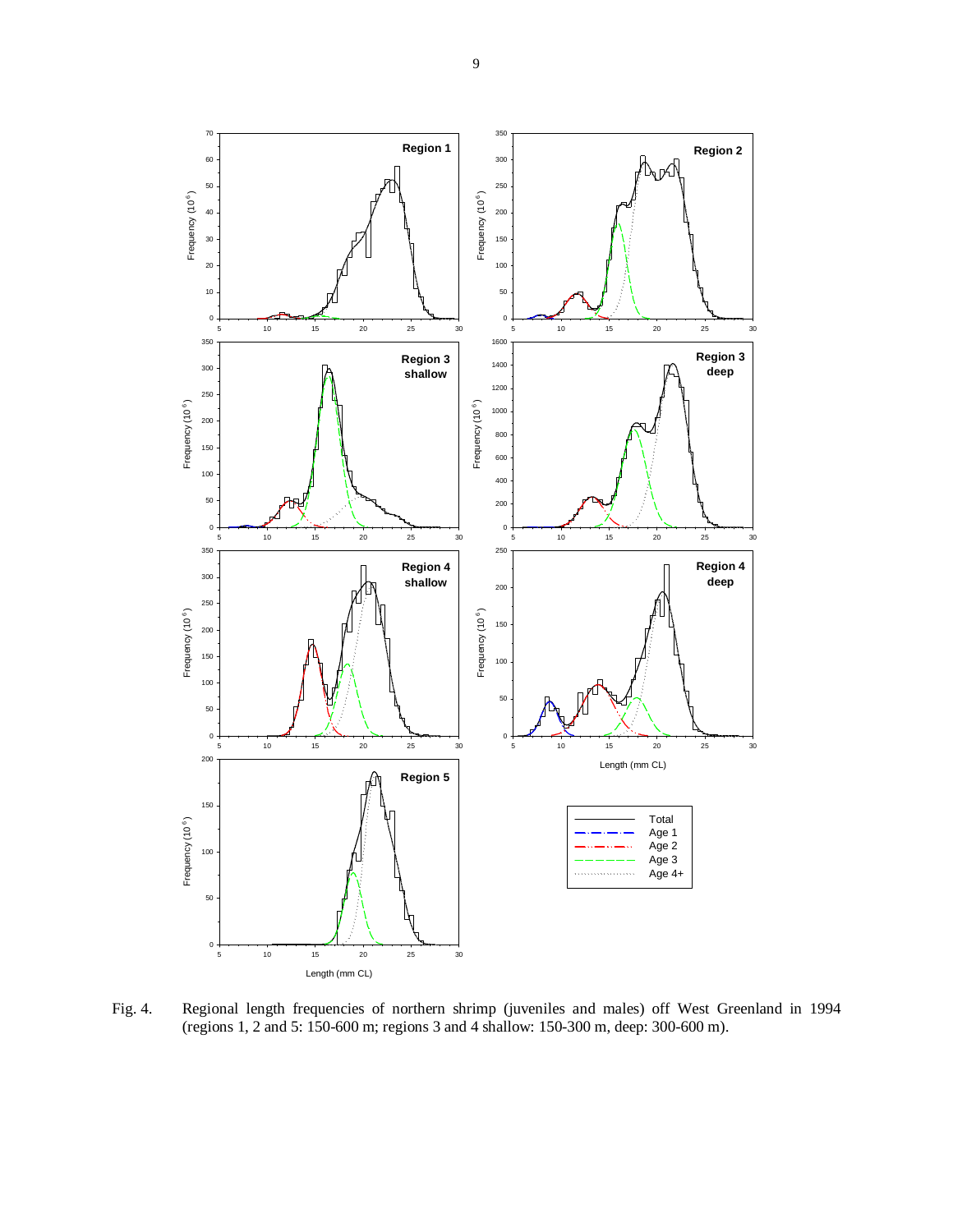Fig. 4. Regional length frequencies of northern shrimp (juveniles and males) off West Greenland in 1994 (regions 1, 2 and 5: 150-600 m; regions 3 and 4 shallow: 150-300 m, deep: 300-600 m).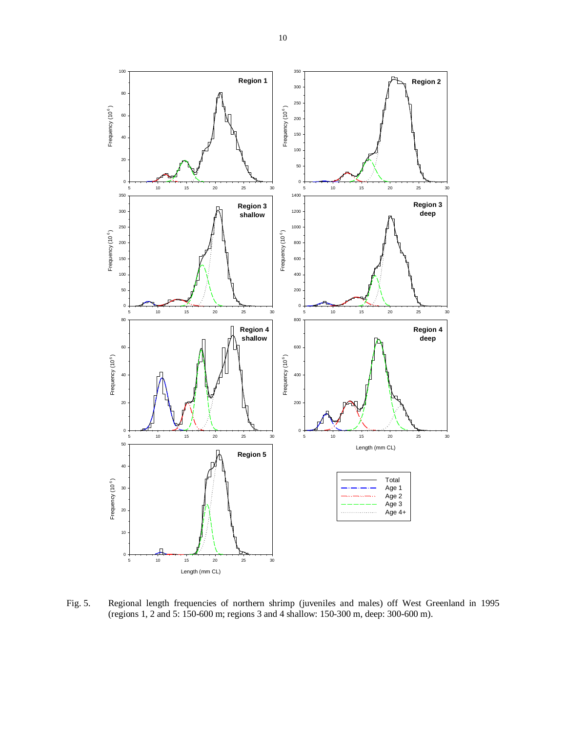Fig. 5. Regional length frequencies of northern shrimp (juveniles and males) off West Greenland in 1995 (regions 1, 2 and 5: 150-600 m; regions 3 and 4 shallow: 150-300 m, deep: 300-600 m).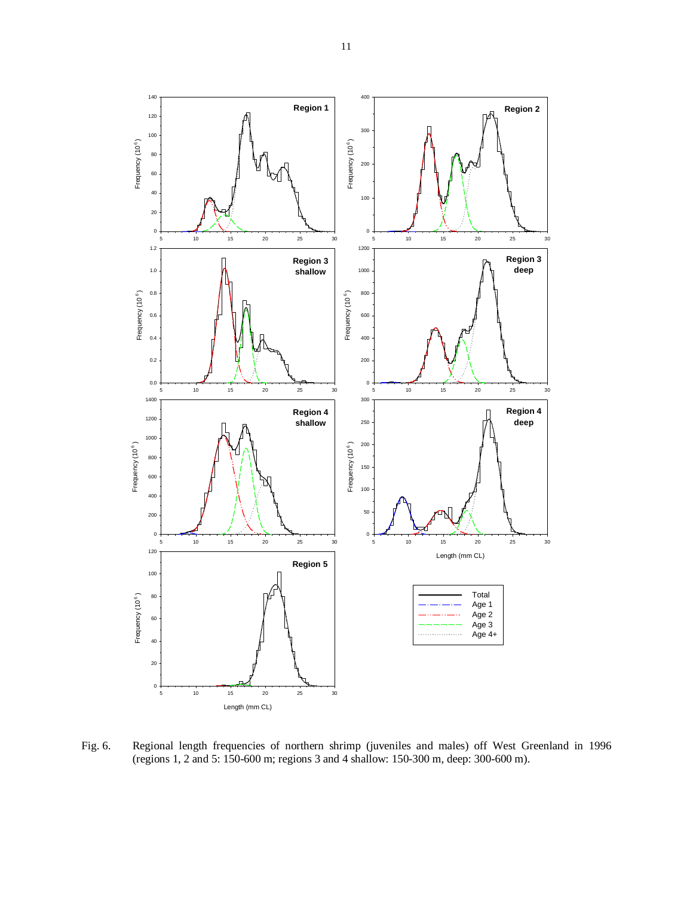Fig. 6. Regional length frequencies of northern shrimp (juveniles and males) off West Greenland in 1996 (regions 1, 2 and 5: 150-600 m; regions 3 and 4 shallow: 150-300 m, deep: 300-600 m).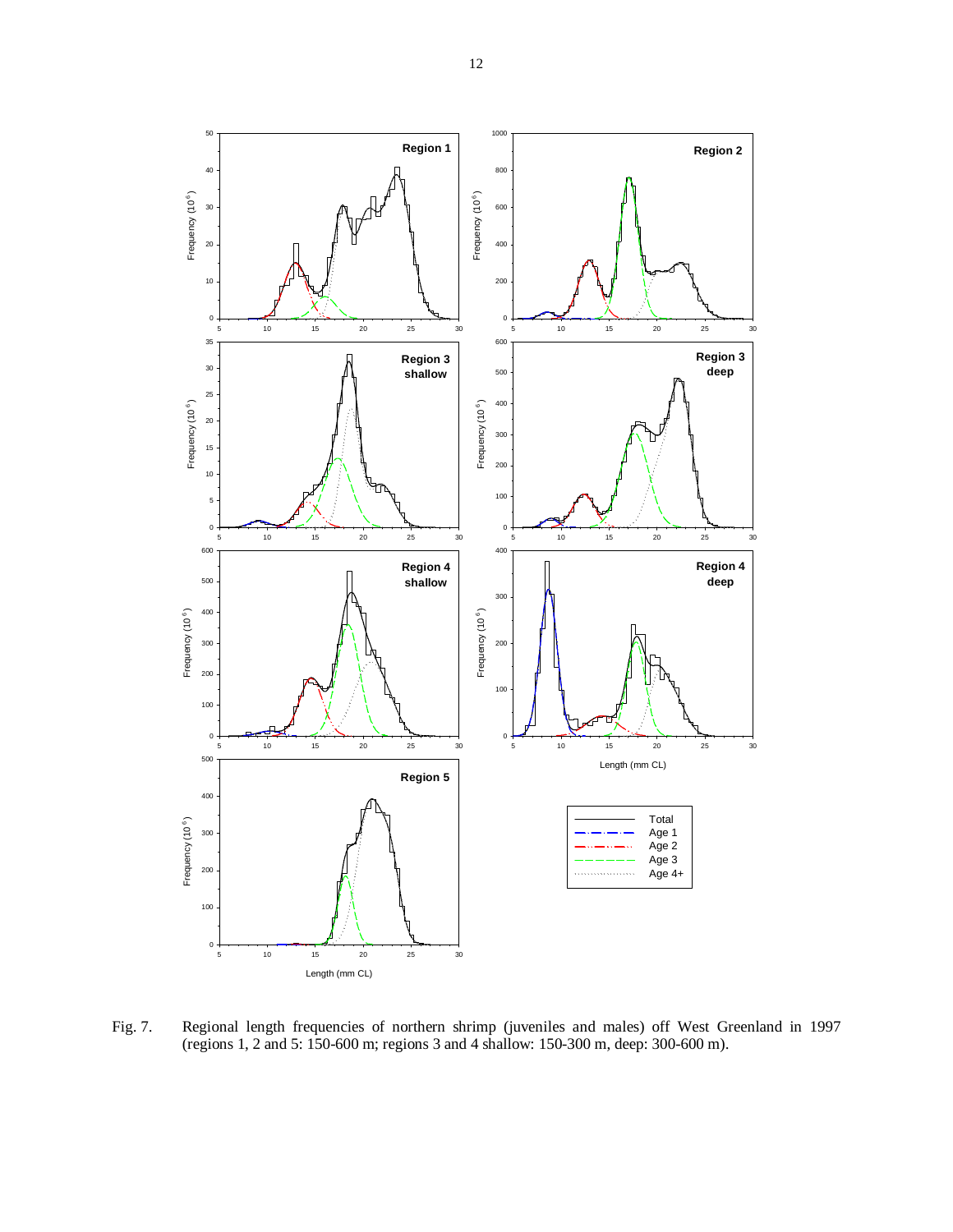Fig. 7. Regional length frequencies of northern shrimp (juveniles and males) off West Greenland in 1997 (regions 1, 2 and 5: 150-600 m; regions 3 and 4 shallow: 150-300 m, deep: 300-600 m).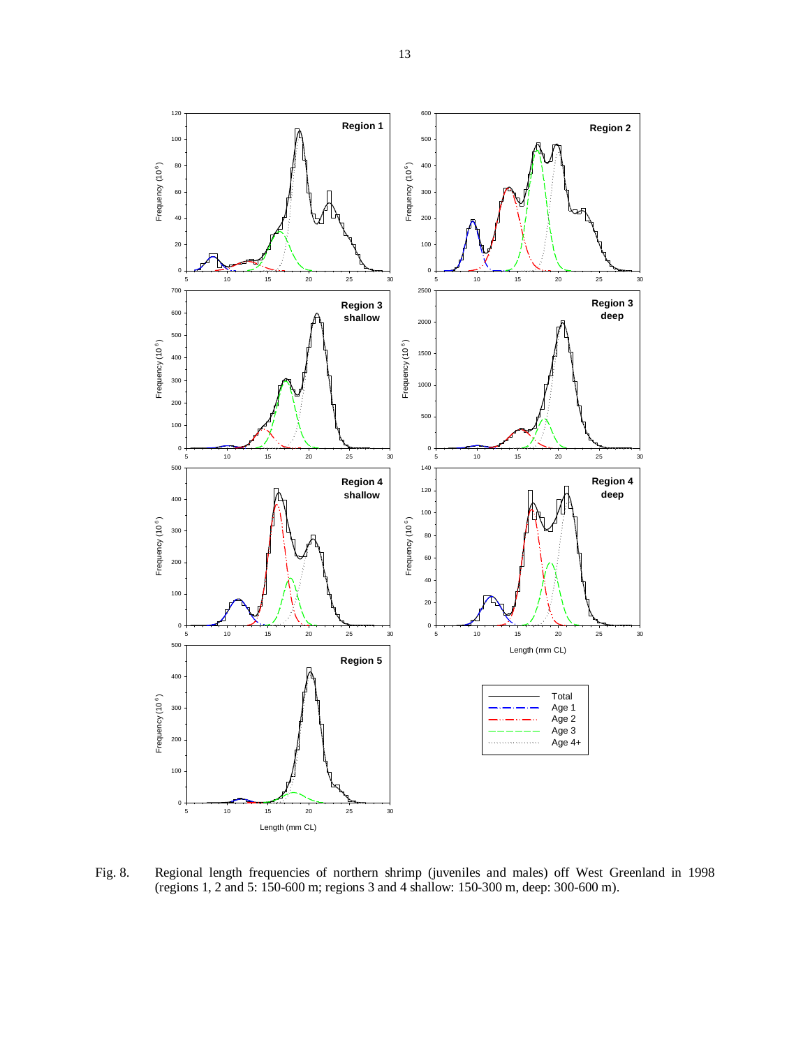Fig. 8. Regional length frequencies of northern shrimp (juveniles and males) off West Greenland in 1998 (regions 1, 2 and 5: 150-600 m; regions 3 and 4 shallow: 150-300 m, deep: 300-600 m).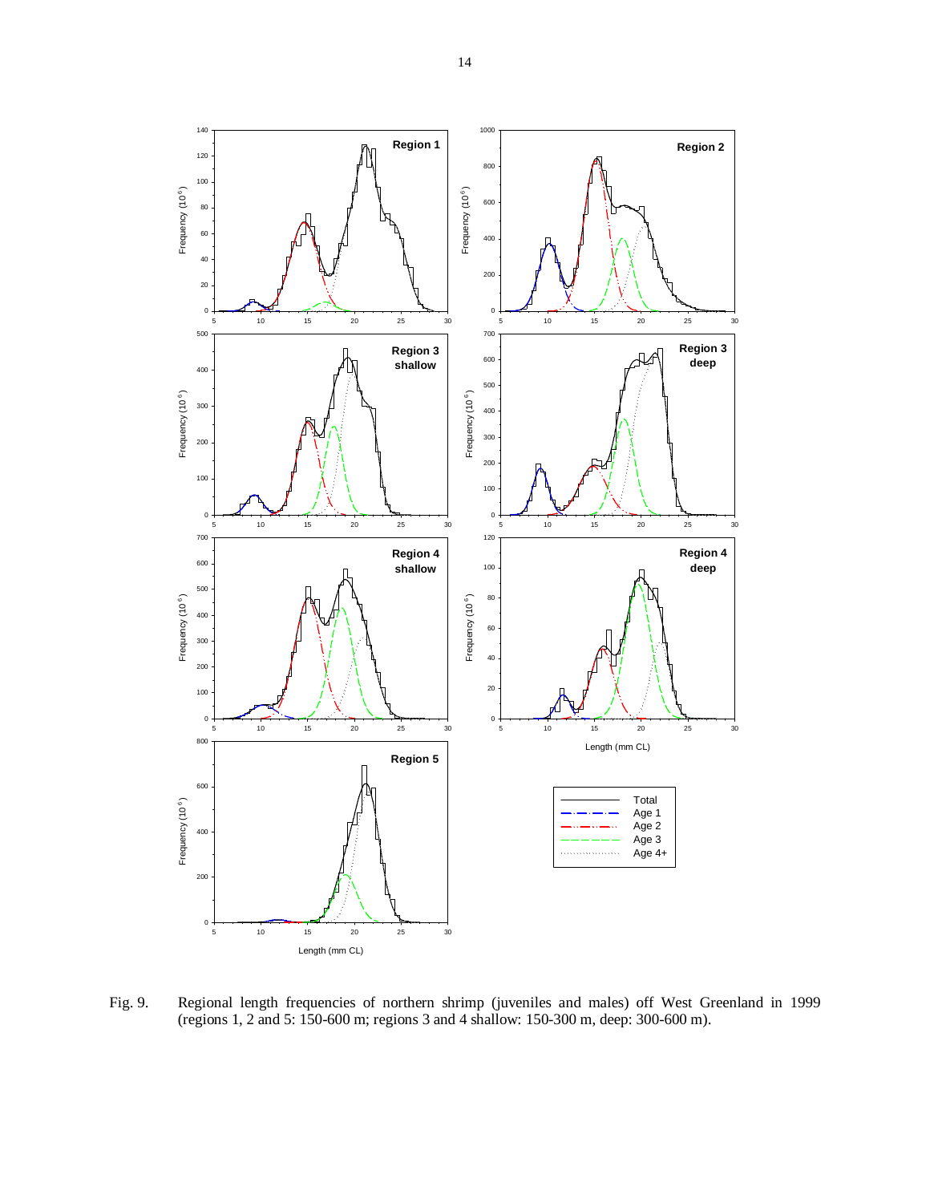Fig. 9. Regional length frequencies of northern shrimp (juveniles and males) off West Greenland in 1999 (regions 1, 2 and 5: 150-600 m; regions 3 and 4 shallow: 150-300 m, deep: 300-600 m).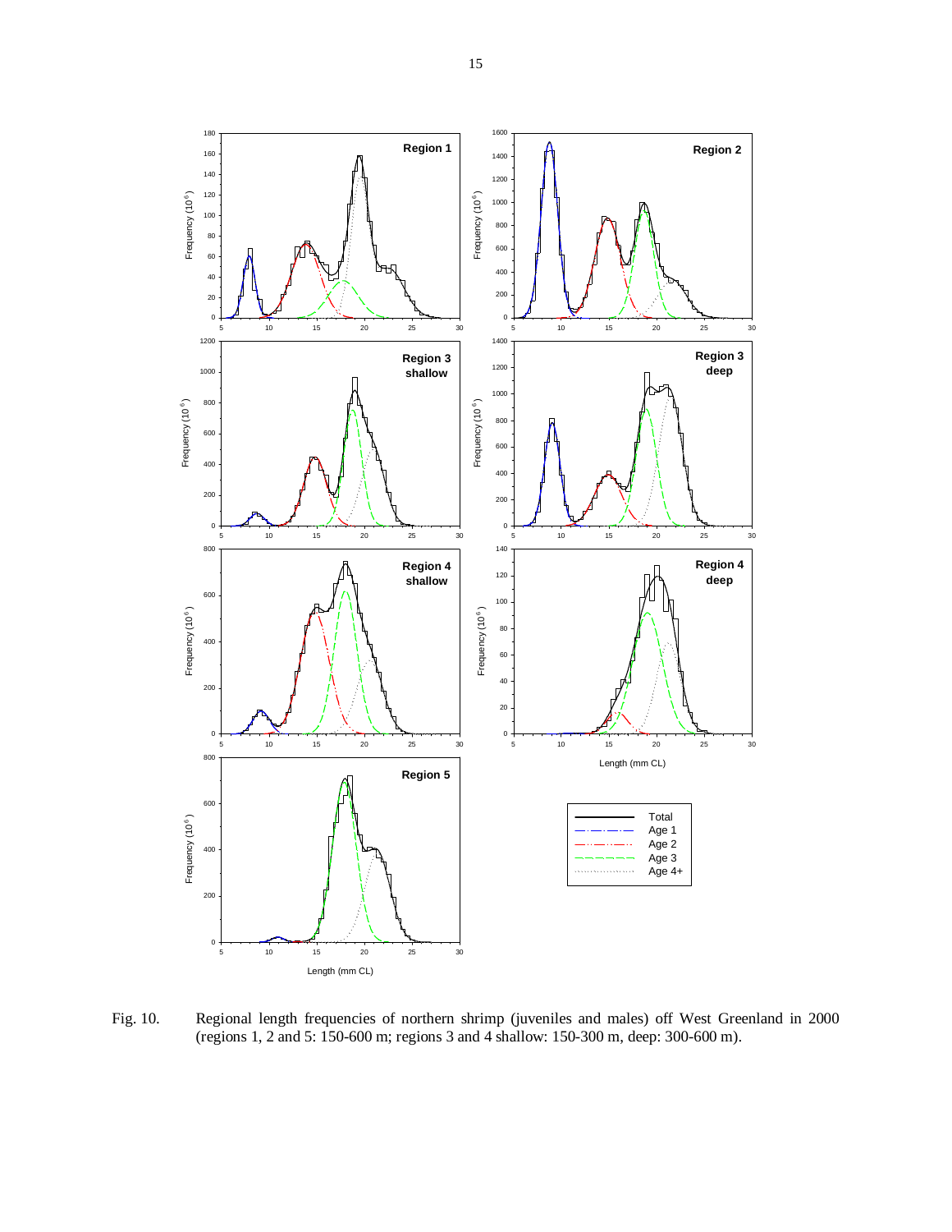Fig. 10. Regional length frequencies of northern shrimp (juveniles and males) off West Greenland in 2000 (regions 1, 2 and 5: 150-600 m; regions 3 and 4 shallow: 150-300 m, deep: 300-600 m).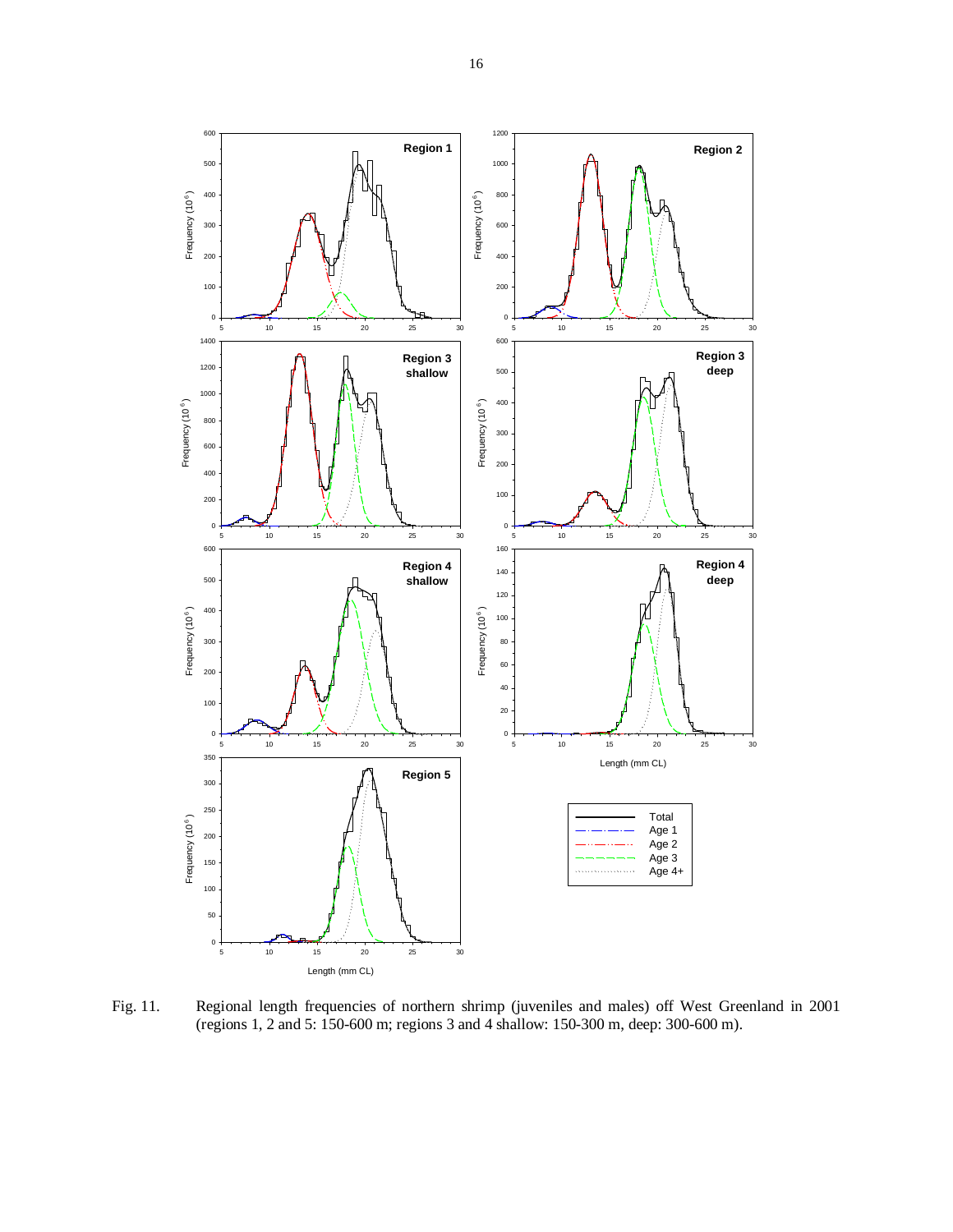Fig. 11. Regional length frequencies of northern shrimp (juveniles and males) off West Greenland in 2001 (regions 1, 2 and 5: 150-600 m; regions 3 and 4 shallow: 150-300 m, deep: 300-600 m).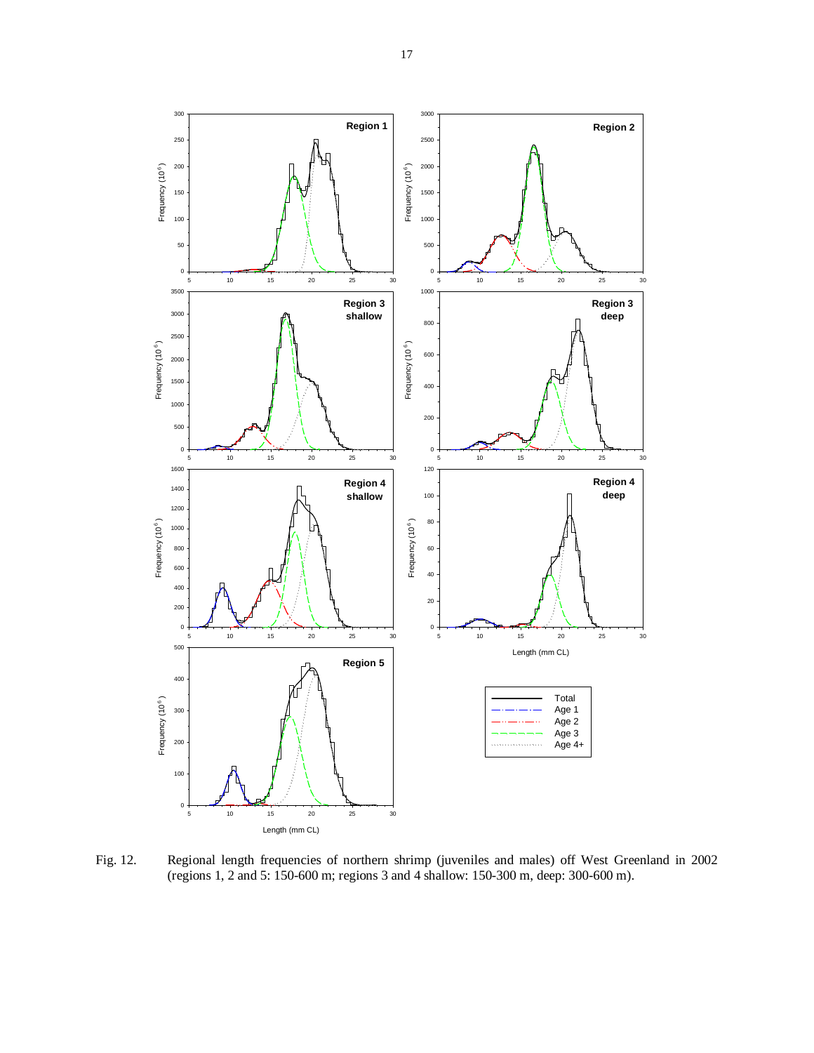Fig. 12. Regional length frequencies of northern shrimp (juveniles and males) off West Greenland in 2002 (regions 1, 2 and 5: 150-600 m; regions 3 and 4 shallow: 150-300 m, deep: 300-600 m).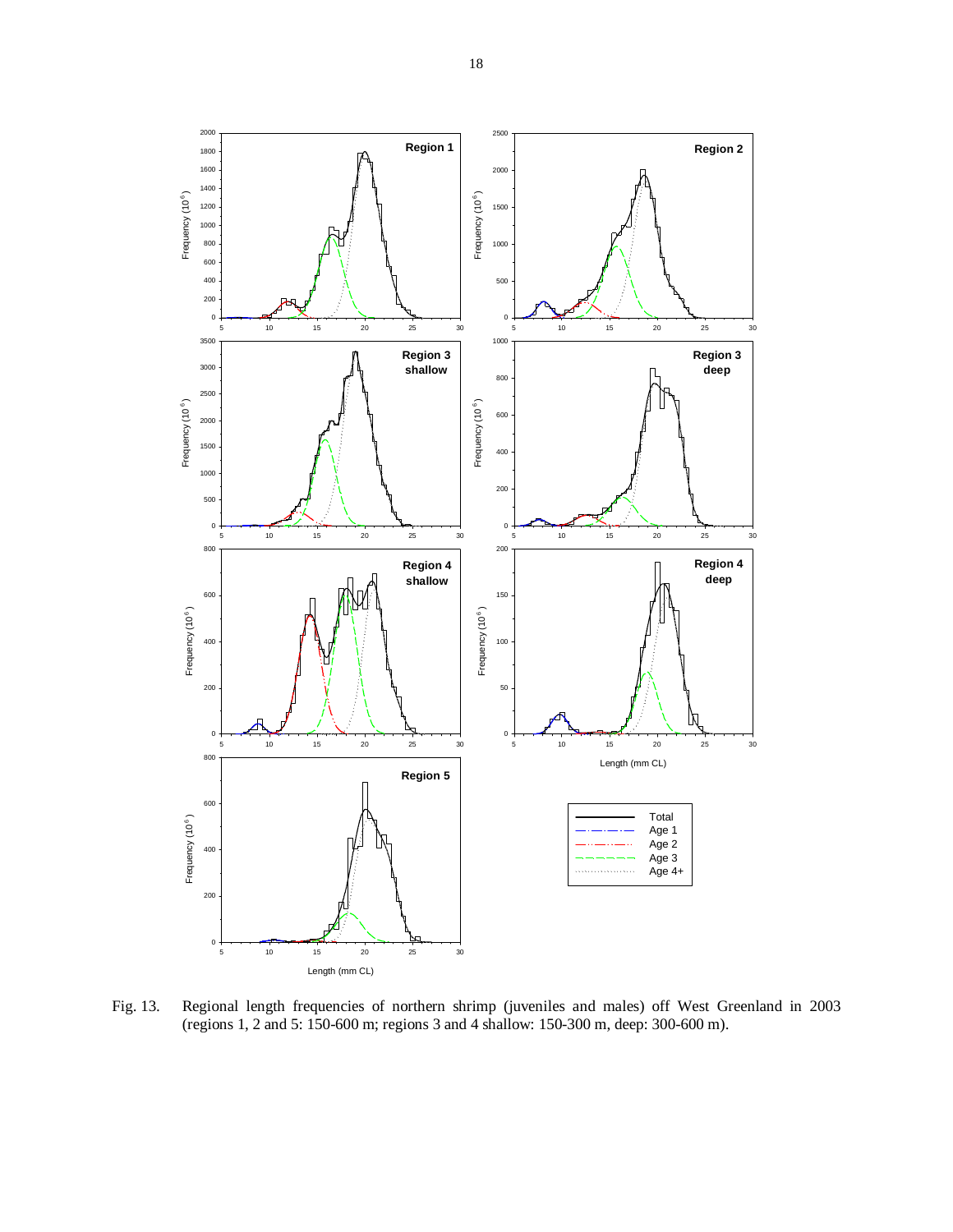Fig. 13. Regional length frequencies of northern shrimp (juveniles and males) off West Greenland in 2003 (regions 1, 2 and 5: 150-600 m; regions 3 and 4 shallow: 150-300 m, deep: 300-600 m).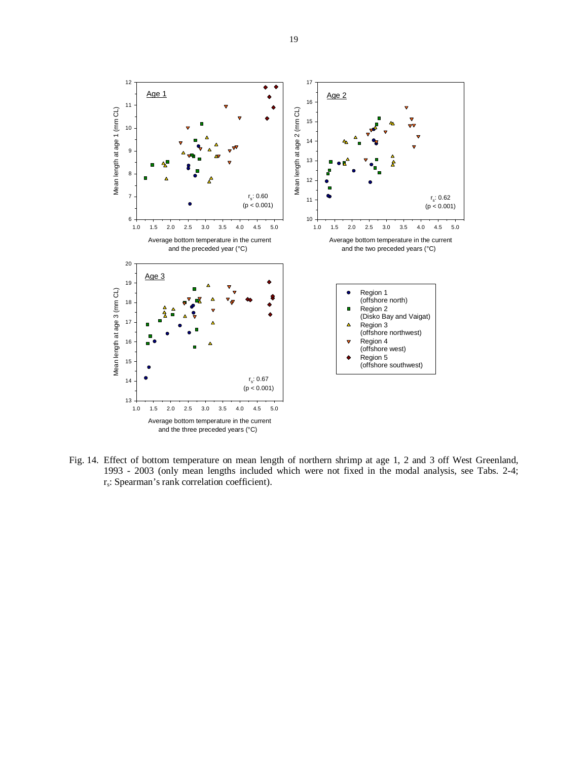Fig. 14. Effect of bottom temperature on mean length of northern shrimp at age 1, 2 and 3 off West Greenland, 1993 - 2003 (only mean lengths included which were not fixed in the modal analysis, see Tabs. 2-4; $r_s$: Spearman's rank correlation coefficient).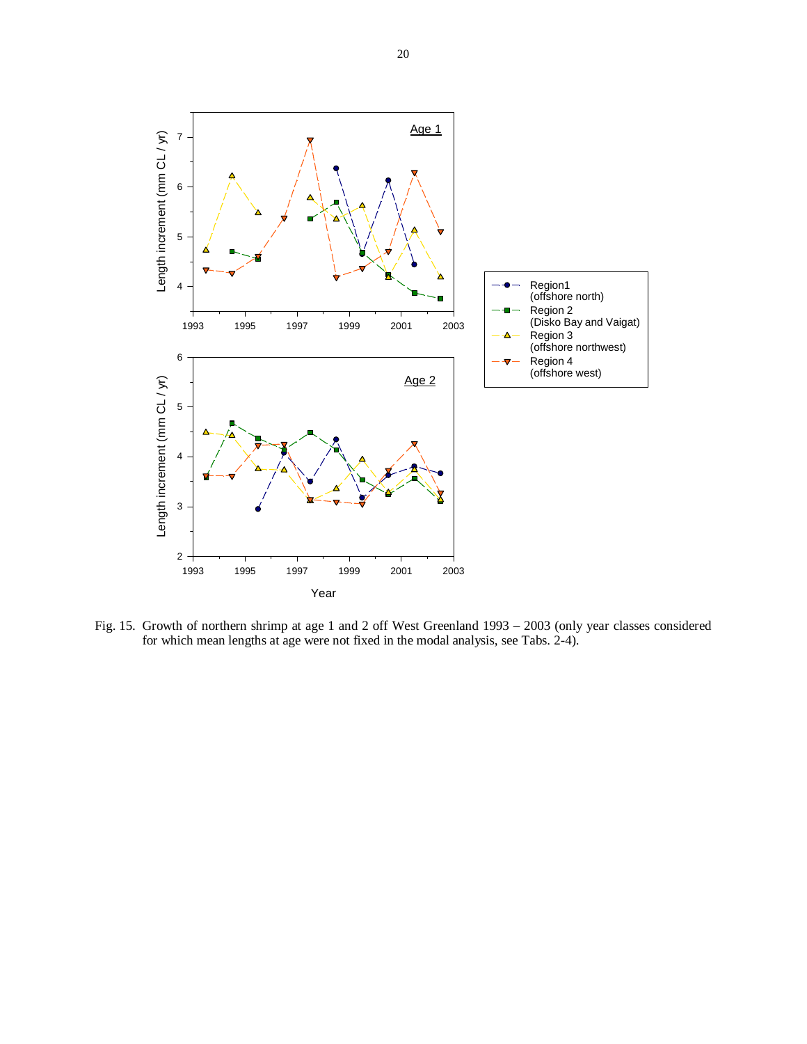Fig. 15. Growth of northern shrimp at age 1 and 2 off West Greenland 1993 – 2003 (only year classes considered for which mean lengths at age were not fixed in the modal analysis, see Tabs. 2-4).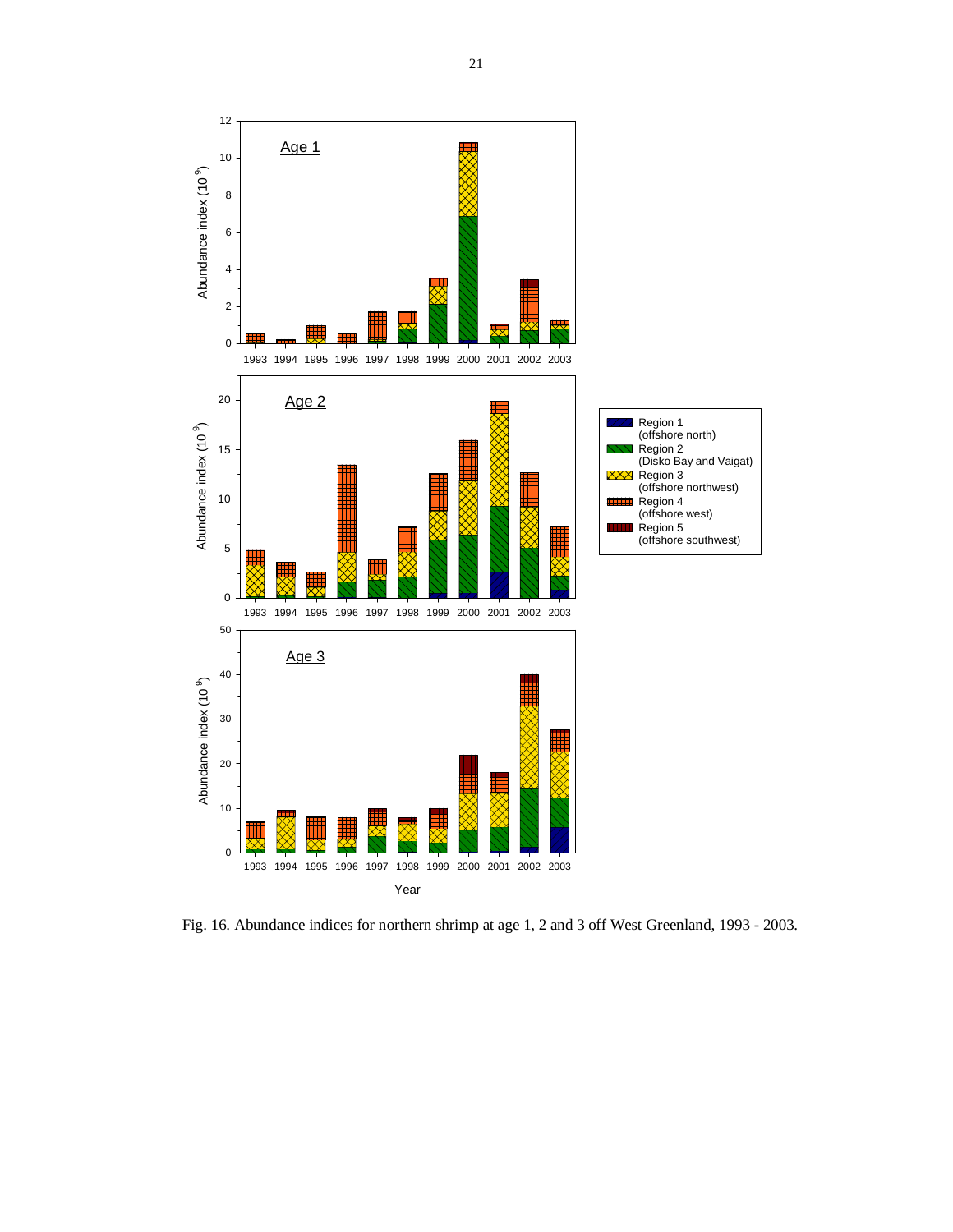Fig. 16. Abundance indices for northern shrimp at age 1, 2 and 3 off West Greenland, 1993 - 2003.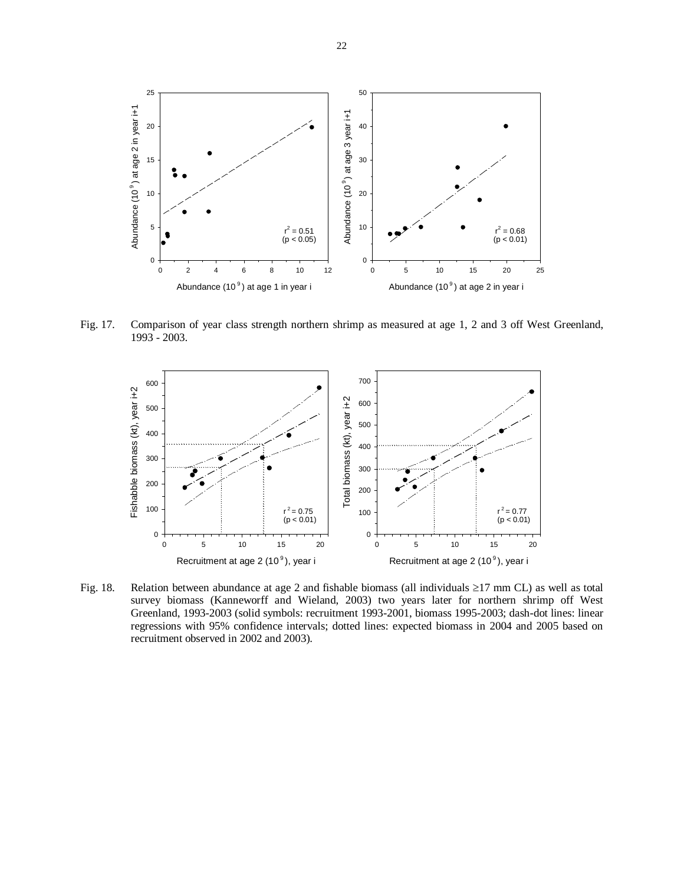Abundance ($10^9$) at age 2 in year i+1

25
20
15
10
5
0

0 2 4 6 8 10 12

Abundance ($10^9$) at age 1 in year i

$r^2 = 0.51$
($p < 0.05$)

Abundance ($10^9$) at age 3 year i+1

50
40
30
20
10
0

0 5 10 15 20 25

Abundance ($10^9$) at age 2 in year i

$r^2 = 0.68$
($p < 0.01$)

Fig. 17. Comparison of year class strength northern shrimp as measured at age 1, 2 and 3 off West Greenland, 1993 - 2003.

Fishabble biomass (kt), year i+2

600
500
400
300
200
100
0

0 5 10 15 20

Recruitment at age 2 ($10^9$), year i

$r^2 = 0.75$
($p < 0.01$)

Total biomass (kt), year i+2

700
600
500
400
300
200
100
0

0 5 10 15 20

Recruitment at age 2 ($10^9$), year i

$r^2 = 0.77$
($p < 0.01$)

Fig. 18. Relation between abundance at age 2 and fishable biomass (all individuals ≥17 mm CL) as well as total survey biomass (Kanneworff and Wieland, 2003) two years later for northern shrimp off West Greenland, 1993-2003 (solid symbols: recruitment 1993-2001, biomass 1995-2003; dash-dot lines: linear regressions with 95% confidence intervals; dotted lines: expected biomass in 2004 and 2005 based on recruitment observed in 2002 and 2003).